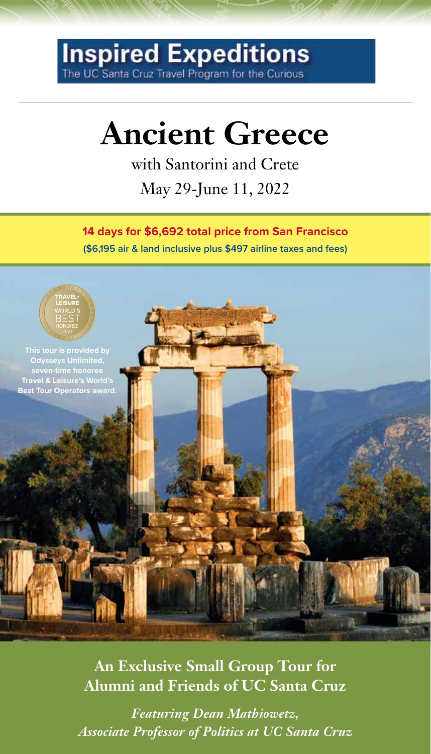**Inspired Expeditions**
The UC Santa Cruz Travel Program for the Curious

# Ancient Greece

with Santorini and Crete

May 29-June 11, 2022

**14 days for $6,692 total price from San Francisco**
**($6,195 air & land inclusive plus $497 airline taxes and fees)**

TRAVEL+ LEISURE WORLD'S BEST HONOREE 2021

This tour is provided by Odysseys Unlimited, seven-time honoree Travel & Leisure's World's Best Tour Operators award.

## An Exclusive Small Group Tour for Alumni and Friends of UC Santa Cruz

***Featuring Dean Mathiowetz, Associate Professor of Politics at UC Santa Cruz***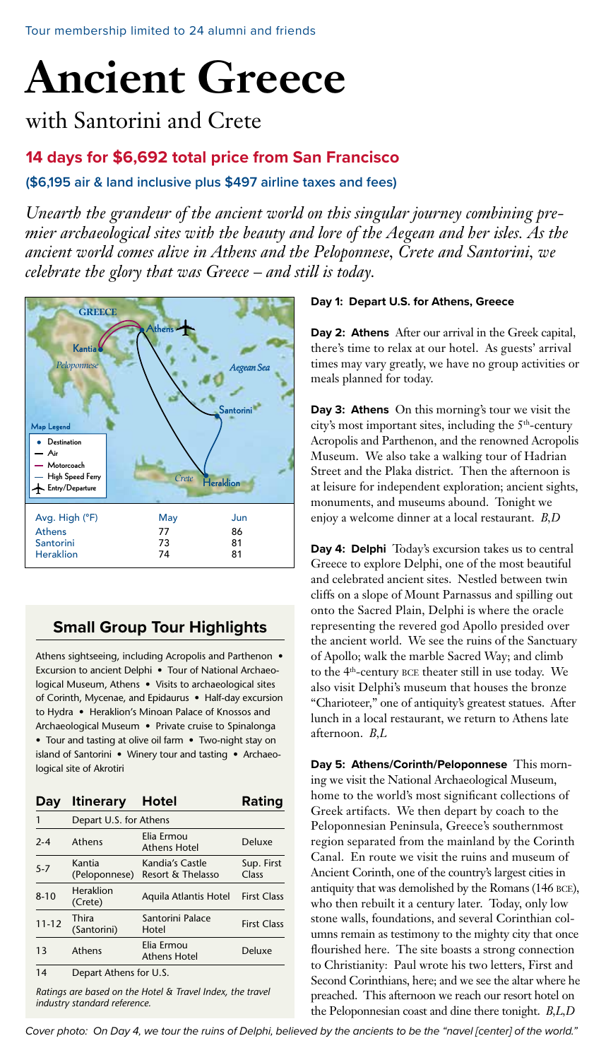Tour membership limited to 24 alumni and friends

# Ancient Greece

## with Santorini and Crete

### 14 days for $6,692 total price from San Francisco

**($6,195 air & land inclusive plus $497 airline taxes and fees)**

*Unearth the grandeur of the ancient world on this singular journey combining premier archaeological sites with the beauty and lore of the Aegean and her isles. As the ancient world comes alive in Athens and the Peloponnese, Crete and Santorini, we celebrate the glory that was Greece – and still is today.*

GREECE
Athens
Kantia
Peloponnese
Aegean Sea
Santorini
Crete
Heraklion

Map Legend
- Destination
- Air
- Motorcoach
- High Speed Ferry
- Entry/Departure

| Avg. High (°F) | May | Jun |
|---|---|---|
| Athens | 77 | 86 |
| Santorini | 73 | 81 |
| Heraklion | 74 | 81 |

### Small Group Tour Highlights

Athens sightseeing, including Acropolis and Parthenon • Excursion to ancient Delphi • Tour of National Archaeological Museum, Athens • Visits to archaeological sites of Corinth, Mycenae, and Epidaurus • Half-day excursion to Hydra • Heraklion's Minoan Palace of Knossos and Archaeological Museum • Private cruise to Spinalonga • Tour and tasting at olive oil farm • Two-night stay on island of Santorini • Winery tour and tasting • Archaeological site of Akrotiri

| Day | Itinerary | Hotel | Rating |
|---|---|---|---|
| 1 | Depart U.S. for Athens | | |
| 2-4 | Athens | Elia Ermou Athens Hotel | Deluxe |
| 5-7 | Kantia (Peloponnese) | Kandia's Castle Resort & Thelasso | Sup. First Class |
| 8-10 | Heraklion (Crete) | Aquila Atlantis Hotel | First Class |
| 11-12 | Thira (Santorini) | Santorini Palace Hotel | First Class |
| 13 | Athens | Elia Ermou Athens Hotel | Deluxe |
| 14 | Depart Athens for U.S. | | |

*Ratings are based on the Hotel & Travel Index, the travel industry standard reference.*

**Day 1: Depart U.S. for Athens, Greece**

**Day 2: Athens** After our arrival in the Greek capital, there's time to relax at our hotel. As guests' arrival times may vary greatly, we have no group activities or meals planned for today.

**Day 3: Athens** On this morning's tour we visit the city's most important sites, including the 5th-century Acropolis and Parthenon, and the renowned Acropolis Museum. We also take a walking tour of Hadrian Street and the Plaka district. Then the afternoon is at leisure for independent exploration; ancient sights, monuments, and museums abound. Tonight we enjoy a welcome dinner at a local restaurant. *B,D*

**Day 4: Delphi** Today's excursion takes us to central Greece to explore Delphi, one of the most beautiful and celebrated ancient sites. Nestled between twin cliffs on a slope of Mount Parnassus and spilling out onto the Sacred Plain, Delphi is where the oracle representing the revered god Apollo presided over the ancient world. We see the ruins of the Sanctuary of Apollo; walk the marble Sacred Way; and climb to the 4th-century BCE theater still in use today. We also visit Delphi's museum that houses the bronze "Charioteer," one of antiquity's greatest statues. After lunch in a local restaurant, we return to Athens late afternoon. *B,L*

**Day 5: Athens/Corinth/Peloponnese** This morning we visit the National Archaeological Museum, home to the world's most significant collections of Greek artifacts. We then depart by coach to the Peloponnesian Peninsula, Greece's southernmost region separated from the mainland by the Corinth Canal. En route we visit the ruins and museum of Ancient Corinth, one of the country's largest cities in antiquity that was demolished by the Romans (146 BCE), who then rebuilt it a century later. Today, only low stone walls, foundations, and several Corinthian columns remain as testimony to the mighty city that once flourished here. The site boasts a strong connection to Christianity: Paul wrote his two letters, First and Second Corinthians, here; and we see the altar where he preached. This afternoon we reach our resort hotel on the Peloponnesian coast and dine there tonight. *B,L,D*

*Cover photo: On Day 4, we tour the ruins of Delphi, believed by the ancients to be the "navel [center] of the world."*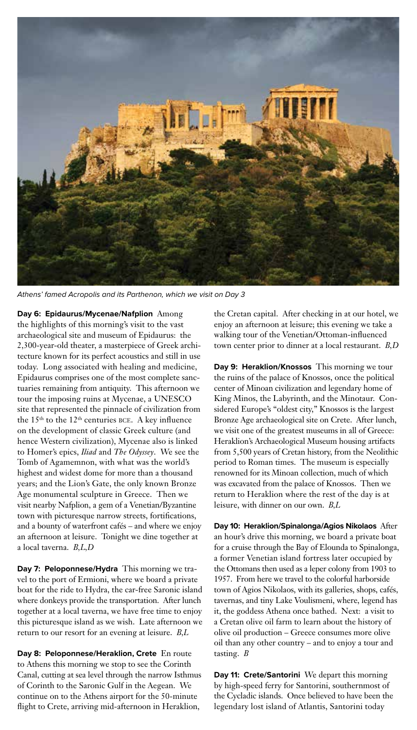*Athens' famed Acropolis and its Parthenon, which we visit on Day 3*

**Day 6: Epidaurus/Mycenae/Nafplion** Among the highlights of this morning's visit to the vast archaeological site and museum of Epidaurus: the 2,300-year-old theater, a masterpiece of Greek architecture known for its perfect acoustics and still in use today. Long associated with healing and medicine, Epidaurus comprises one of the most complete sanctuaries remaining from antiquity. This afternoon we tour the imposing ruins at Mycenae, a UNESCO site that represented the pinnacle of civilization from the 15th to the 12th centuries BCE. A key influence on the development of classic Greek culture (and hence Western civilization), Mycenae also is linked to Homer's epics, *Iliad* and *The Odyssey*. We see the Tomb of Agamemnon, with what was the world's highest and widest dome for more than a thousand years; and the Lion's Gate, the only known Bronze Age monumental sculpture in Greece. Then we visit nearby Nafplion, a gem of a Venetian/Byzantine town with picturesque narrow streets, fortifications, and a bounty of waterfront cafés – and where we enjoy an afternoon at leisure. Tonight we dine together at a local taverna. *B,L,D*

**Day 7: Peloponnese/Hydra** This morning we travel to the port of Ermioni, where we board a private boat for the ride to Hydra, the car-free Saronic island where donkeys provide the transportation. After lunch together at a local taverna, we have free time to enjoy this picturesque island as we wish. Late afternoon we return to our resort for an evening at leisure. *B,L*

**Day 8: Peloponnese/Heraklion, Crete** En route to Athens this morning we stop to see the Corinth Canal, cutting at sea level through the narrow Isthmus of Corinth to the Saronic Gulf in the Aegean. We continue on to the Athens airport for the 50-minute flight to Crete, arriving mid-afternoon in Heraklion, the Cretan capital. After checking in at our hotel, we enjoy an afternoon at leisure; this evening we take a walking tour of the Venetian/Ottoman-influenced town center prior to dinner at a local restaurant. *B,D*

**Day 9: Heraklion/Knossos** This morning we tour the ruins of the palace of Knossos, once the political center of Minoan civilization and legendary home of King Minos, the Labyrinth, and the Minotaur. Considered Europe's "oldest city," Knossos is the largest Bronze Age archaeological site on Crete. After lunch, we visit one of the greatest museums in all of Greece: Heraklion's Archaeological Museum housing artifacts from 5,500 years of Cretan history, from the Neolithic period to Roman times. The museum is especially renowned for its Minoan collection, much of which was excavated from the palace of Knossos. Then we return to Heraklion where the rest of the day is at leisure, with dinner on our own. *B,L*

**Day 10: Heraklion/Spinalonga/Agios Nikolaos** After an hour's drive this morning, we board a private boat for a cruise through the Bay of Elounda to Spinalonga, a former Venetian island fortress later occupied by the Ottomans then used as a leper colony from 1903 to 1957. From here we travel to the colorful harborside town of Agios Nikolaos, with its galleries, shops, cafés, tavernas, and tiny Lake Voulismeni, where, legend has it, the goddess Athena once bathed. Next: a visit to a Cretan olive oil farm to learn about the history of olive oil production – Greece consumes more olive oil than any other country – and to enjoy a tour and tasting. *B*

**Day 11: Crete/Santorini** We depart this morning by high-speed ferry for Santorini, southernmost of the Cycladic islands. Once believed to have been the legendary lost island of Atlantis, Santorini today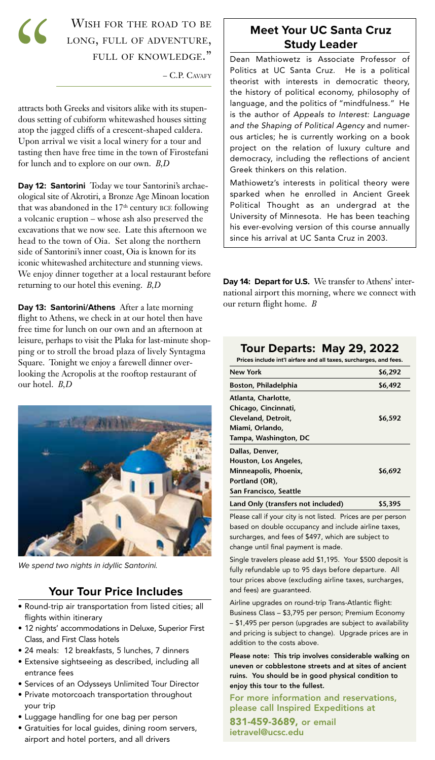> "Wish for the road to be long, full of adventure, full of knowledge."
>
> – C.P. Cavafy

attracts both Greeks and visitors alike with its stupendous setting of cubiform whitewashed houses sitting atop the jagged cliffs of a crescent-shaped caldera. Upon arrival we visit a local winery for a tour and tasting then have free time in the town of Firostefani for lunch and to explore on our own. *B,D*

**Day 12: Santorini** Today we tour Santorini's archaeological site of Akrotiri, a Bronze Age Minoan location that was abandoned in the 17th century BCE following a volcanic eruption – whose ash also preserved the excavations that we now see. Late this afternoon we head to the town of Oia. Set along the northern side of Santorini's inner coast, Oia is known for its iconic whitewashed architecture and stunning views. We enjoy dinner together at a local restaurant before returning to our hotel this evening. *B,D*

**Day 13: Santorini/Athens** After a late morning flight to Athens, we check in at our hotel then have free time for lunch on our own and an afternoon at leisure, perhaps to visit the Plaka for last-minute shopping or to stroll the broad plaza of lively Syntagma Square. Tonight we enjoy a farewell dinner overlooking the Acropolis at the rooftop restaurant of our hotel. *B,D*

*We spend two nights in idyllic Santorini.*

## Your Tour Price Includes

- Round-trip air transportation from listed cities; all flights within itinerary
- 12 nights' accommodations in Deluxe, Superior First Class, and First Class hotels
- 24 meals: 12 breakfasts, 5 lunches, 7 dinners
- Extensive sightseeing as described, including all entrance fees
- Services of an Odysseys Unlimited Tour Director
- Private motorcoach transportation throughout your trip
- Luggage handling for one bag per person
- Gratuities for local guides, dining room servers, airport and hotel porters, and all drivers

## Meet Your UC Santa Cruz Study Leader

Dean Mathiowetz is Associate Professor of Politics at UC Santa Cruz. He is a political theorist with interests in democratic theory, the history of political economy, philosophy of language, and the politics of "mindfulness." He is the author of *Appeals to Interest: Language and the Shaping of Political Agency* and numerous articles; he is currently working on a book project on the relation of luxury culture and democracy, including the reflections of ancient Greek thinkers on this relation.

Mathiowetz's interests in political theory were sparked when he enrolled in Ancient Greek Political Thought as an undergrad at the University of Minnesota. He has been teaching his ever-evolving version of this course annually since his arrival at UC Santa Cruz in 2003.

**Day 14: Depart for U.S.** We transfer to Athens' international airport this morning, where we connect with our return flight home. *B*

## Tour Departs: May 29, 2022

**Prices include int'l airfare and all taxes, surcharges, and fees.**

| Departure City | Price |
|---|---|
| New York | $6,292 |
| Boston, Philadelphia | $6,492 |
| Atlanta, Charlotte, Chicago, Cincinnati, Cleveland, Detroit, Miami, Orlando, Tampa, Washington, DC | $6,592 |
| Dallas, Denver, Houston, Los Angeles, Minneapolis, Phoenix, Portland (OR), San Francisco, Seattle | $6,692 |
| Land Only (transfers not included) | $5,395 |

Please call if your city is not listed. Prices are per person based on double occupancy and include airline taxes, surcharges, and fees of $497, which are subject to change until final payment is made.

Single travelers please add $1,195. Your $500 deposit is fully refundable up to 95 days before departure. All tour prices above (excluding airline taxes, surcharges, and fees) are guaranteed.

Airline upgrades on round-trip Trans-Atlantic flight: Business Class – $3,795 per person; Premium Economy – $1,495 per person (upgrades are subject to availability and pricing is subject to change). Upgrade prices are in addition to the costs above.

**Please note: This trip involves considerable walking on uneven or cobblestone streets and at sites of ancient ruins. You should be in good physical condition to enjoy this tour to the fullest.**

**For more information and reservations, please call Inspired Expeditions at 831-459-3689, or email ietravel@ucsc.edu**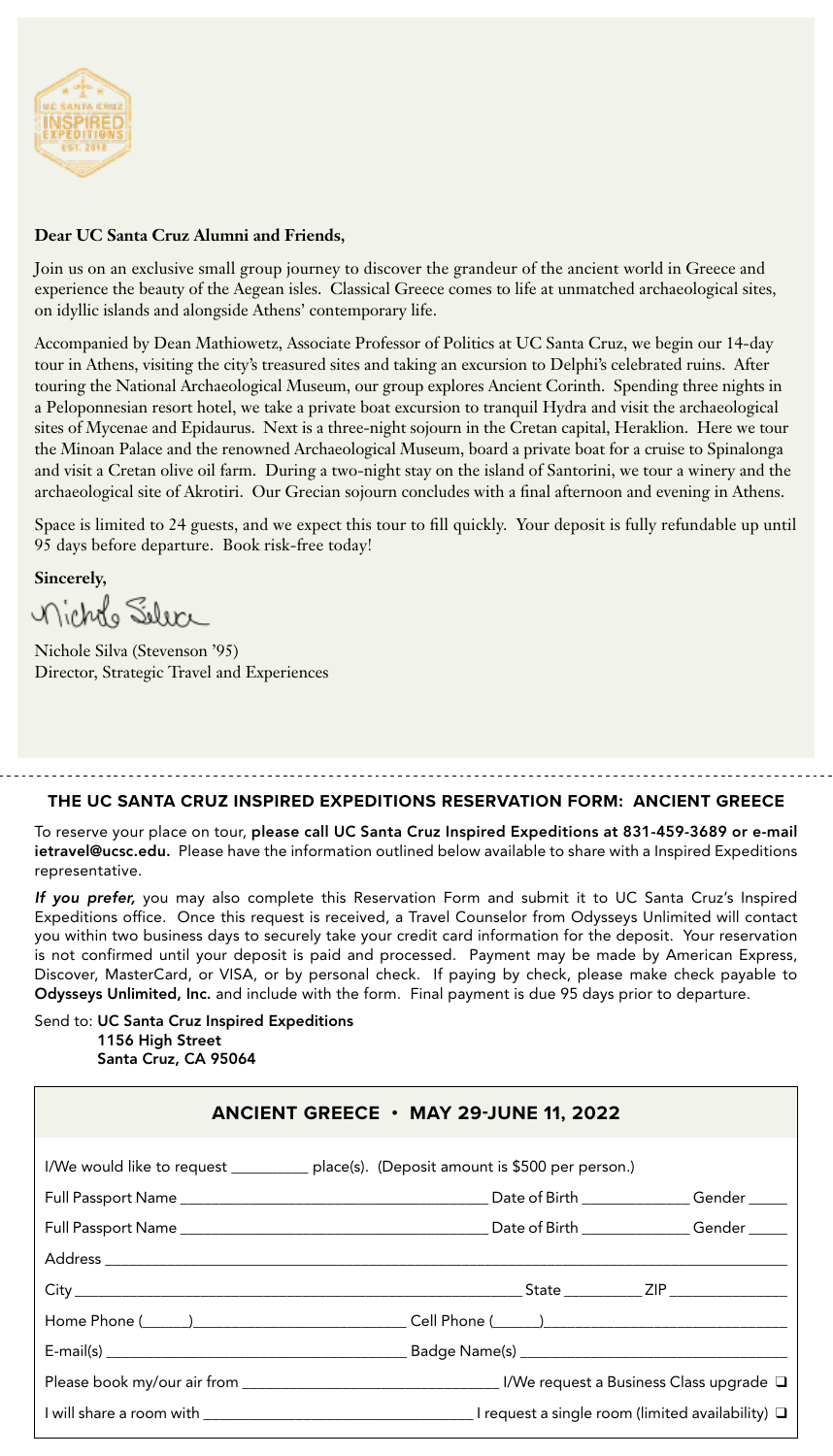**Dear UC Santa Cruz Alumni and Friends,**

Join us on an exclusive small group journey to discover the grandeur of the ancient world in Greece and experience the beauty of the Aegean isles. Classical Greece comes to life at unmatched archaeological sites, on idyllic islands and alongside Athens' contemporary life.

Accompanied by Dean Mathiowetz, Associate Professor of Politics at UC Santa Cruz, we begin our 14-day tour in Athens, visiting the city's treasured sites and taking an excursion to Delphi's celebrated ruins. After touring the National Archaeological Museum, our group explores Ancient Corinth. Spending three nights in a Peloponnesian resort hotel, we take a private boat excursion to tranquil Hydra and visit the archaeological sites of Mycenae and Epidaurus. Next is a three-night sojourn in the Cretan capital, Heraklion. Here we tour the Minoan Palace and the renowned Archaeological Museum, board a private boat for a cruise to Spinalonga and visit a Cretan olive oil farm. During a two-night stay on the island of Santorini, we tour a winery and the archaeological site of Akrotiri. Our Grecian sojourn concludes with a final afternoon and evening in Athens.

Space is limited to 24 guests, and we expect this tour to fill quickly. Your deposit is fully refundable up until 95 days before departure. Book risk-free today!

**Sincerely,**

Nichole Silva

Nichole Silva (Stevenson '95)
Director, Strategic Travel and Experiences

## THE UC SANTA CRUZ INSPIRED EXPEDITIONS RESERVATION FORM: ANCIENT GREECE

To reserve your place on tour, **please call UC Santa Cruz Inspired Expeditions at 831-459-3689 or e-mail ietravel@ucsc.edu.** Please have the information outlined below available to share with a Inspired Expeditions representative.

***If you prefer,*** you may also complete this Reservation Form and submit it to UC Santa Cruz's Inspired Expeditions office. Once this request is received, a Travel Counselor from Odysseys Unlimited will contact you within two business days to securely take your credit card information for the deposit. Your reservation is not confirmed until your deposit is paid and processed. Payment may be made by American Express, Discover, MasterCard, or VISA, or by personal check. If paying by check, please make check payable to **Odysseys Unlimited, Inc.** and include with the form. Final payment is due 95 days prior to departure.

Send to: **UC Santa Cruz Inspired Expeditions**
**1156 High Street**
**Santa Cruz, CA 95064**

### ANCIENT GREECE • MAY 29-JUNE 11, 2022

I/We would like to request __________ place(s). (Deposit amount is $500 per person.)

Full Passport Name ______________________________________ Date of Birth ______________ Gender _____

Full Passport Name ______________________________________ Date of Birth ______________ Gender _____

Address ________________________________________________________________________________

City ___________________________________________________ State __________ ZIP _______________

Home Phone (______)___________________________ Cell Phone (______)______________________________

E-mail(s) ______________________________________ Badge Name(s) _________________________________

Please book my/our air from _________________________________ I/We request a Business Class upgrade ❑

I will share a room with __________________________________ I request a single room (limited availability) ❑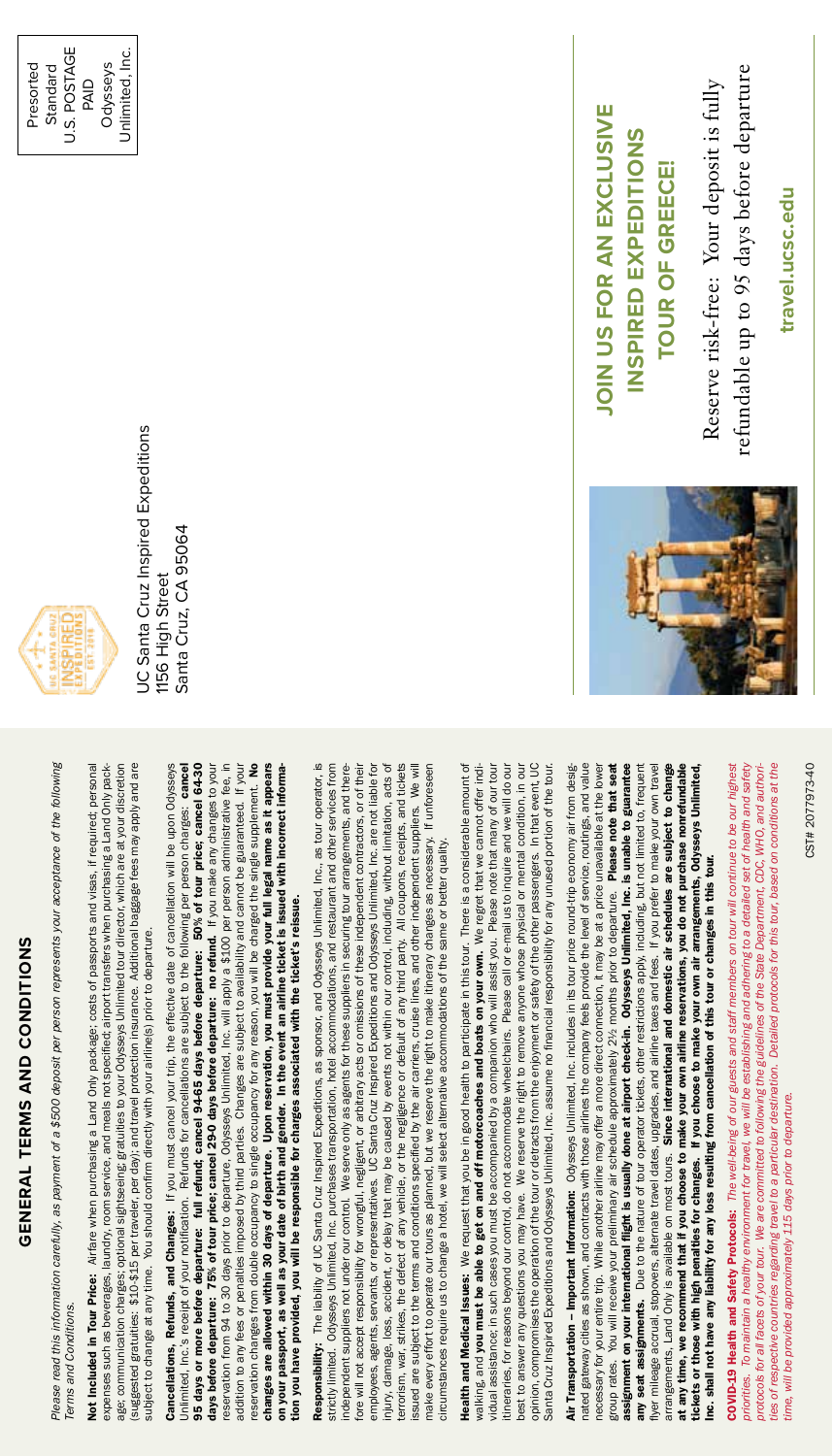## GENERAL TERMS AND CONDITIONS

*Please read this information carefully, as payment of a $500 deposit per person represents your acceptance of the following Terms and Conditions.*

**Not Included in Tour Price:** Airfare when purchasing a Land Only package; costs of passports and visas, if required; personal expenses such as beverages, laundry, room service, and meals not specified; airport transfers when purchasing a Land Only package; communication charges; optional sightseeing; gratuities to your Odysseys Unlimited tour director, which are at your discretion (suggested gratuities: $10-$15 per traveler, per day); and travel protection insurance. Additional baggage fees may apply and are subject to change at any time. You should confirm directly with your airline(s) prior to departure.

**Cancellations, Refunds, and Changes:** If you must cancel your trip, the effective date of cancellation will be upon Odysseys Unlimited, Inc.'s receipt of your notification. Refunds for cancellations are subject to the following per person charges: **cancel 95 days or more before departure: full refund; cancel 94-65 days before departure: 50% of tour price; cancel 64-30 days before departure: 75% of tour price; cancel 29-0 days before departure: no refund.** If you make any changes to your reservation from 94 to 30 days prior to departure, Odysseys Unlimited, Inc. will apply a $100 per person administrative fee, in addition to any fees or penalties imposed by third parties. Changes are subject to availability and cannot be guaranteed. If your reservation changes from double occupancy to single occupancy for any reason, you will be charged the single supplement. **No changes are allowed within 30 days of departure. Upon reservation, you must provide your full legal name as it appears on your passport, as well as your date of birth and gender. In the event an airline ticket is issued with incorrect information you have provided, you will be responsible for charges associated with the ticket's reissue.**

**Responsibility:** The liability of UC Santa Cruz Inspired Expeditions, as sponsor, and Odysseys Unlimited, Inc., as tour operator, is strictly limited. Odysseys Unlimited, Inc. purchases transportation, hotel accommodations, and restaurant and other services from independent suppliers not under our control. We serve only as agents for these suppliers in securing tour arrangements, and therefore will not accept responsibility for wrongful, negligent, or arbitrary acts or omissions of these independent contractors, or of their employees, agents, servants, or representatives. UC Santa Cruz Inspired Expeditions and Odysseys Unlimited, Inc. are not liable for injury, damage, loss, accident, or delay that may be caused by events not within our control, including, without limitation, acts of terrorism, war, strikes, the defect of any vehicle, or the negligence or default of any third party. All coupons, receipts, and tickets issued are subject to the terms and conditions specified by the air carriers, cruise lines, and other independent suppliers. We will make every effort to operate our tours as planned, but we reserve the right to make itinerary changes as necessary. If unforeseen circumstances require us to change a hotel, we will select alternative accommodations of the same or better quality.

**Health and Medical Issues:** We request that you be in good health to participate in this tour. There is a considerable amount of walking, and **you must be able to get on and off motorcoaches and boats on your own.** We regret that we cannot offer individual assistance; in such cases you must be accompanied by a companion who will assist you. Please note that many of our tour itineraries, for reasons beyond our control, do not accommodate wheelchairs. Please call or e-mail us to inquire and we will do our best to answer any questions you may have. We reserve the right to remove anyone whose physical or mental condition, in our opinion, compromises the operation of the tour or detracts from the enjoyment or safety of the other passengers. In that event, UC Santa Cruz Inspired Expeditions and Odysseys Unlimited, Inc. assume no financial responsibility for any unused portion of the tour.

**Air Transportation – Important Information:** Odysseys Unlimited, Inc. includes in its tour price round-trip economy air from designated gateway cities as shown, and contracts with those airlines the company feels provide the level of service, routings, and value necessary for your entire trip. While another airline may offer a more direct connection, it may be at a price unavailable at the lower group rates. You will receive your preliminary air schedule approximately 2½ months prior to departure. **Please note that seat assignment on your international flight is usually done at airport check-in. Odysseys Unlimited, Inc. is unable to guarantee any seat assignments.** Due to the nature of tour operator tickets, other restrictions apply, including, but not limited to, frequent flyer mileage accrual, stopovers, alternate travel dates, upgrades, and airline taxes and fees. If you prefer to make your own travel arrangements, Land Only is available on most tours. **Since international and domestic air schedules are subject to change at any time, we recommend that if you choose to make your own airline reservations, you do not purchase nonrefundable tickets or those with high penalties for changes. If you choose to make your own air arrangements, Odysseys Unlimited, Inc. shall not have any liability for any loss resulting from cancellation of this tour or changes in this tour.**

**COVID-19 Health and Safety Protocols:** *The well-being of our guests and staff members on tour will continue to be our highest priorities. To maintain a healthy environment for travel, we will be establishing and adhering to a detailed set of health and safety protocols for all facets of your tour. We are committed to following the guidelines of the State Department, CDC, WHO, and authorities of respective countries regarding travel to a particular destination. Detailed protocols for this tour, based on conditions at the time, will be provided approximately 115 days prior to departure.*

CST# 2077973-40

UC Santa Cruz Inspired Expeditions
1156 High Street
Santa Cruz, CA 95064

Presorted
Standard
U.S. POSTAGE
PAID
Odysseys
Unlimited, Inc.

## JOIN US FOR AN EXCLUSIVE INSPIRED EXPEDITIONS TOUR OF GREECE!

Reserve risk-free: Your deposit is fully refundable up to 95 days before departure

**travel.ucsc.edu**